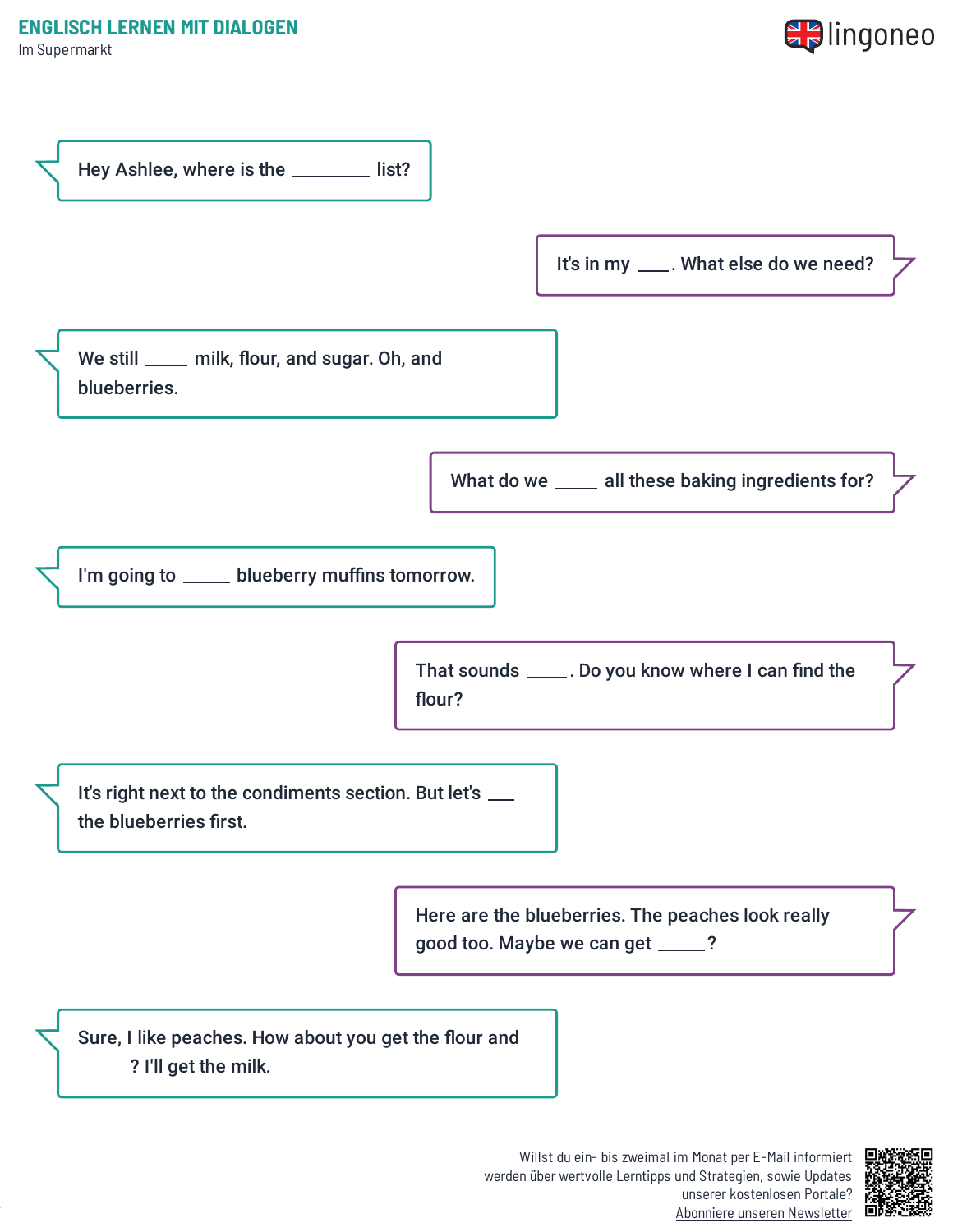# ENGLISCH LERNEN MIT DIALOGEN

Im Supermarkt

Hey Ashlee, where is the ________ list?

It's in my ____. What else do we need?

We still _____ milk, flour, and sugar. Oh, and blueberries.

What do we _____ all these baking ingredients for?

I'm going to ______ blueberry muffins tomorrow.

That sounds _____. Do you know where I can find the flour?

It's right next to the condiments section. But let's ___ the blueberries first.

Here are the blueberries. The peaches look really good too. Maybe we can get _____?

Sure, I like peaches. How about you get the flour and ______? I'll get the milk.

Willst du ein- bis zweimal im Monat per E-Mail informiert werden über wertvolle Lerntipps und Strategien, sowie Updates unserer kostenlosen Portale? Abonniere unseren Newsletter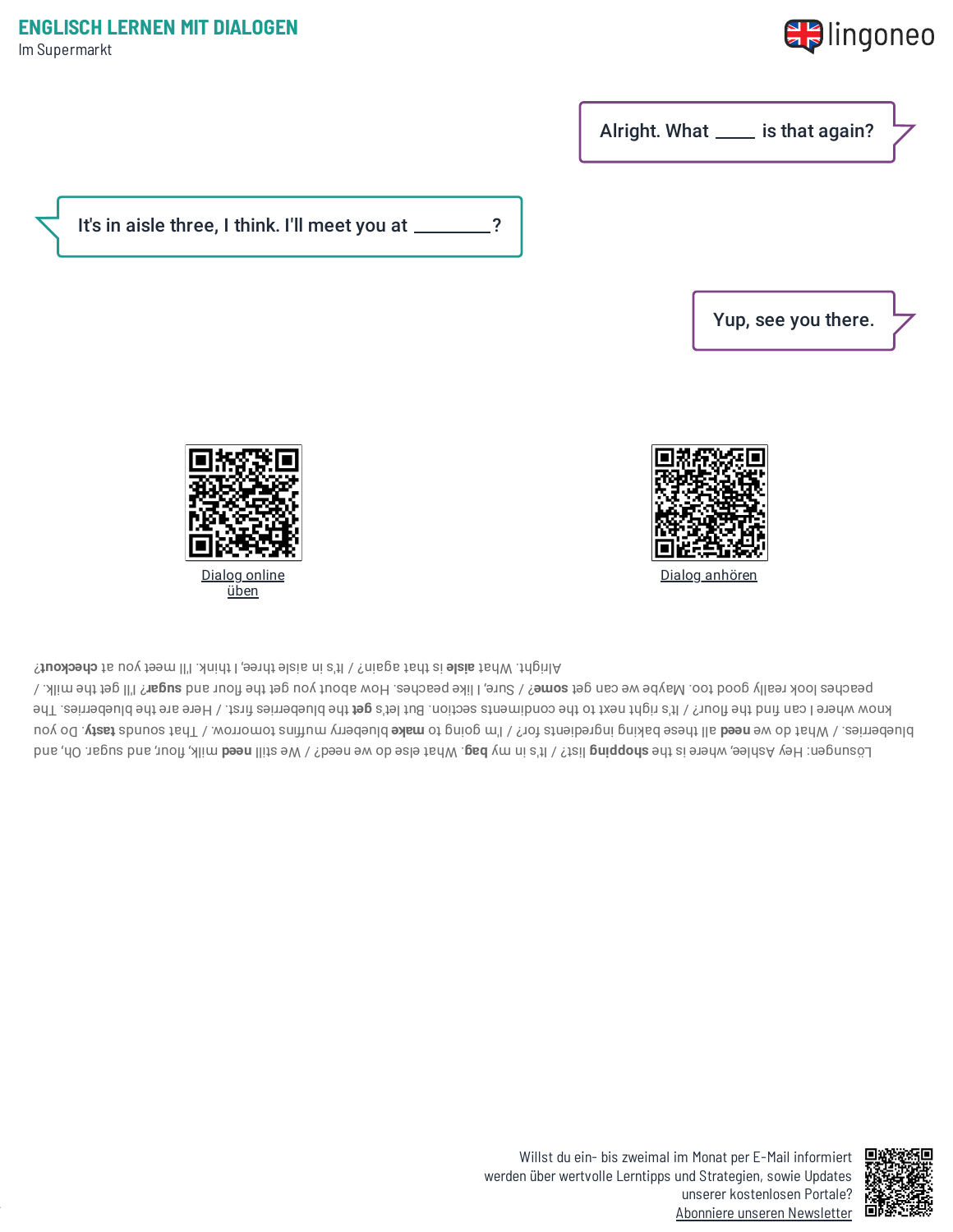Alright. What ____ is that again?

It's in aisle three, I think. I'll meet you at ________?

Yup, see you there.

Dialog online üben

Dialog anhören

Lösungen: Hey Ashlee, where is the **shopping** list? / It's in my **bag**. What else do we need? / We still **need** milk, flour, and sugar. Oh, and blueberries. / What do we **need** all these baking ingredients for? / I'm going to **make** blueberry muffins tomorrow. / That sounds **tasty**. Do you know where I can find the flour? / It's right next to the condiments section. But let's **get** the blueberries first. / Here are the blueberries. The peaches look really good too. Maybe we can get **some**? / Sure, I like peaches. How about you get the flour and **sugar**? I'll get the milk. / Alright. What **aisle** is that again? / It's in aisle three, I think. I'll meet you at **checkout**?

Willst du ein- bis zweimal im Monat per E-Mail informiert werden über wertvolle Lerntipps und Strategien, sowie Updates unserer kostenlosen Portale? Abonniere unseren Newsletter